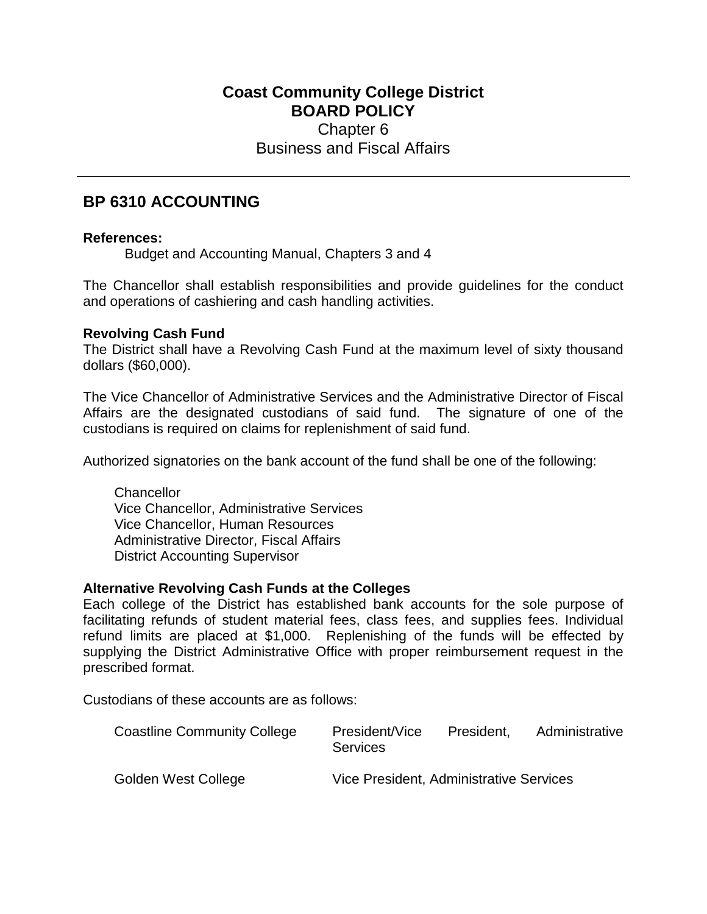# Coast Community College District
## BOARD POLICY
Chapter 6
Business and Fiscal Affairs

---

## BP 6310 ACCOUNTING

**References:**

Budget and Accounting Manual, Chapters 3 and 4

The Chancellor shall establish responsibilities and provide guidelines for the conduct and operations of cashiering and cash handling activities.

**Revolving Cash Fund**

The District shall have a Revolving Cash Fund at the maximum level of sixty thousand dollars ($60,000).

The Vice Chancellor of Administrative Services and the Administrative Director of Fiscal Affairs are the designated custodians of said fund. The signature of one of the custodians is required on claims for replenishment of said fund.

Authorized signatories on the bank account of the fund shall be one of the following:

Chancellor
Vice Chancellor, Administrative Services
Vice Chancellor, Human Resources
Administrative Director, Fiscal Affairs
District Accounting Supervisor

**Alternative Revolving Cash Funds at the Colleges**

Each college of the District has established bank accounts for the sole purpose of facilitating refunds of student material fees, class fees, and supplies fees. Individual refund limits are placed at $1,000. Replenishing of the funds will be effected by supplying the District Administrative Office with proper reimbursement request in the prescribed format.

Custodians of these accounts are as follows:

| | |
|---|---|
| Coastline Community College | President/Vice President, Administrative Services |
| Golden West College | Vice President, Administrative Services |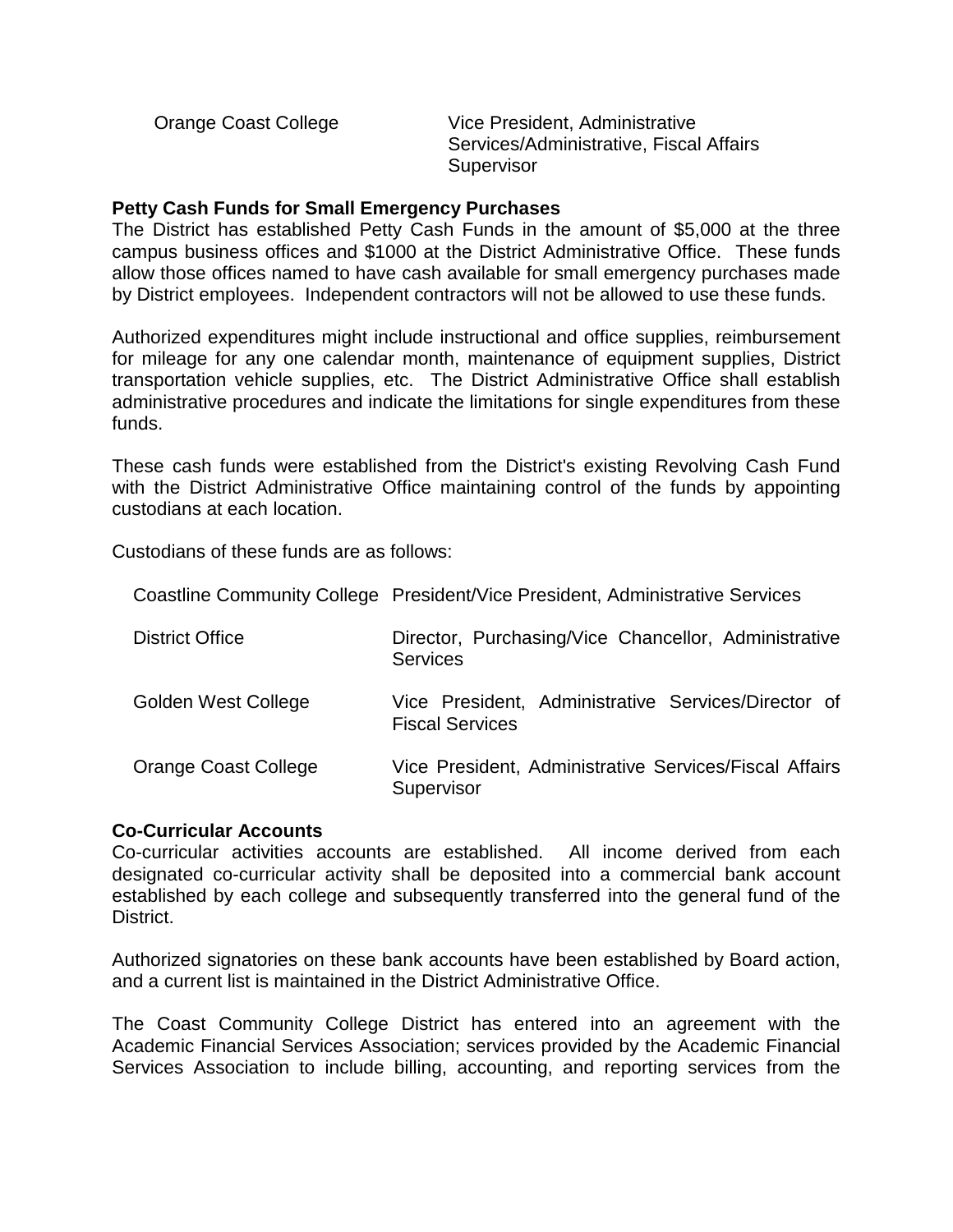| | |
|---|---|
| Orange Coast College | Vice President, Administrative Services/Administrative, Fiscal Affairs Supervisor |

**Petty Cash Funds for Small Emergency Purchases**

The District has established Petty Cash Funds in the amount of $5,000 at the three campus business offices and $1000 at the District Administrative Office. These funds allow those offices named to have cash available for small emergency purchases made by District employees. Independent contractors will not be allowed to use these funds.

Authorized expenditures might include instructional and office supplies, reimbursement for mileage for any one calendar month, maintenance of equipment supplies, District transportation vehicle supplies, etc. The District Administrative Office shall establish administrative procedures and indicate the limitations for single expenditures from these funds.

These cash funds were established from the District's existing Revolving Cash Fund with the District Administrative Office maintaining control of the funds by appointing custodians at each location.

Custodians of these funds are as follows:

| | |
|---|---|
| Coastline Community College | President/Vice President, Administrative Services |
| District Office | Director, Purchasing/Vice Chancellor, Administrative Services |
| Golden West College | Vice President, Administrative Services/Director of Fiscal Services |
| Orange Coast College | Vice President, Administrative Services/Fiscal Affairs Supervisor |

**Co-Curricular Accounts**

Co-curricular activities accounts are established. All income derived from each designated co-curricular activity shall be deposited into a commercial bank account established by each college and subsequently transferred into the general fund of the District.

Authorized signatories on these bank accounts have been established by Board action, and a current list is maintained in the District Administrative Office.

The Coast Community College District has entered into an agreement with the Academic Financial Services Association; services provided by the Academic Financial Services Association to include billing, accounting, and reporting services from the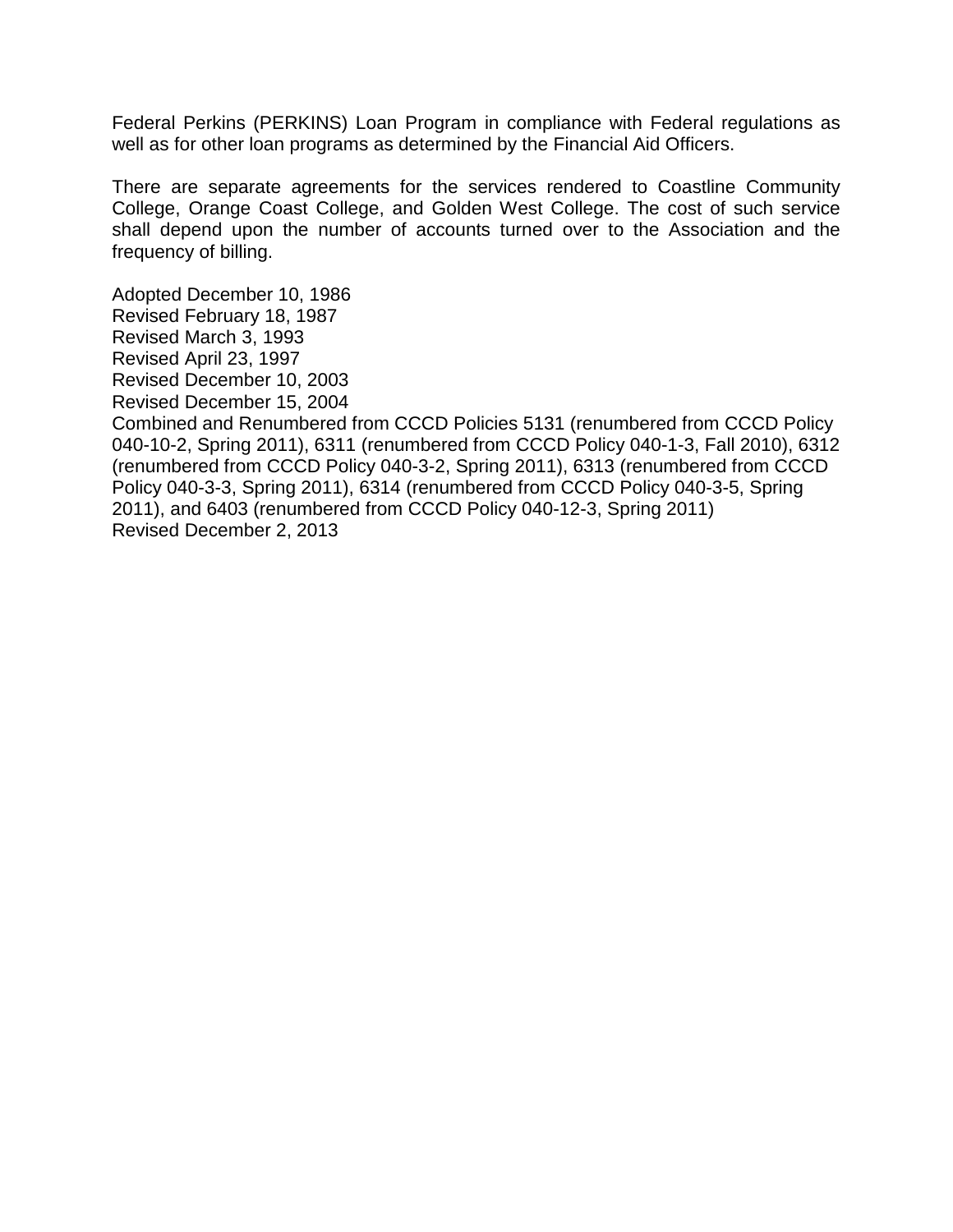Federal Perkins (PERKINS) Loan Program in compliance with Federal regulations as well as for other loan programs as determined by the Financial Aid Officers.

There are separate agreements for the services rendered to Coastline Community College, Orange Coast College, and Golden West College. The cost of such service shall depend upon the number of accounts turned over to the Association and the frequency of billing.

Adopted December 10, 1986
Revised February 18, 1987
Revised March 3, 1993
Revised April 23, 1997
Revised December 10, 2003
Revised December 15, 2004
Combined and Renumbered from CCCD Policies 5131 (renumbered from CCCD Policy 040-10-2, Spring 2011), 6311 (renumbered from CCCD Policy 040-1-3, Fall 2010), 6312 (renumbered from CCCD Policy 040-3-2, Spring 2011), 6313 (renumbered from CCCD Policy 040-3-3, Spring 2011), 6314 (renumbered from CCCD Policy 040-3-5, Spring 2011), and 6403 (renumbered from CCCD Policy 040-12-3, Spring 2011)
Revised December 2, 2013